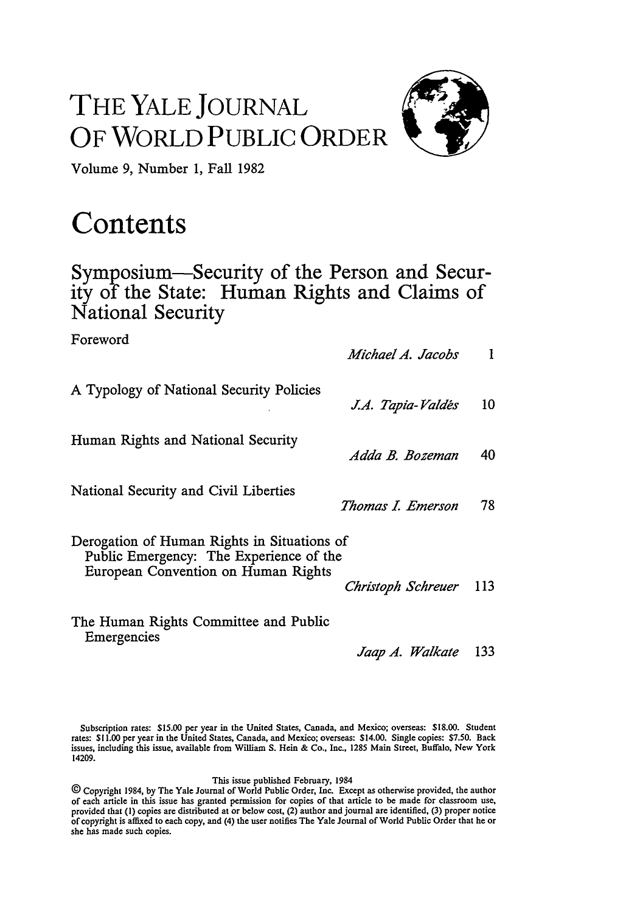# THE YALE JOURNAL OF WORLD PUBLIC ORDER

Volume 9, Number 1, Fall 1982

# Contents

## Symposium—Security of the Person and Security of the State: Human Rights and Claims of National Security

| | | |
|---|---|---|
| Foreword | *Michael A. Jacobs* | 1 |
| A Typology of National Security Policies | *J.A. Tapia-Valdés* | 10 |
| Human Rights and National Security | *Adda B. Bozeman* | 40 |
| National Security and Civil Liberties | *Thomas I. Emerson* | 78 |
| Derogation of Human Rights in Situations of Public Emergency: The Experience of the European Convention on Human Rights | *Christoph Schreuer* | 113 |
| The Human Rights Committee and Public Emergencies | *Jaap A. Walkate* | 133 |

Subscription rates: $15.00 per year in the United States, Canada, and Mexico; overseas: $18.00. Student rates: $11.00 per year in the United States, Canada, and Mexico; overseas: $14.00. Single copies: $7.50. Back issues, including this issue, available from William S. Hein & Co., Inc., 1285 Main Street, Buffalo, New York 14209.

This issue published February, 1984

© Copyright 1984, by The Yale Journal of World Public Order, Inc. Except as otherwise provided, the author of each article in this issue has granted permission for copies of that article to be made for classroom use, provided that (1) copies are distributed at or below cost, (2) author and journal are identified, (3) proper notice of copyright is affixed to each copy, and (4) the user notifies The Yale Journal of World Public Order that he or she has made such copies.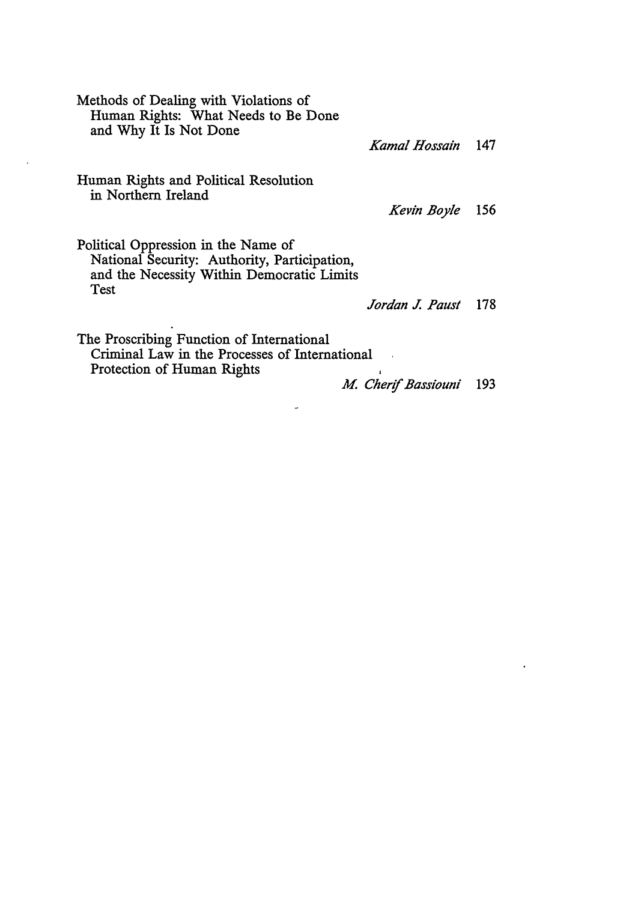Methods of Dealing with Violations of Human Rights: What Needs to Be Done and Why It Is Not Done
*Kamal Hossain* 147

Human Rights and Political Resolution in Northern Ireland
*Kevin Boyle* 156

Political Oppression in the Name of National Security: Authority, Participation, and the Necessity Within Democratic Limits Test
*Jordan J. Paust* 178

The Proscribing Function of International Criminal Law in the Processes of International Protection of Human Rights
*M. Cherif Bassiouni* 193